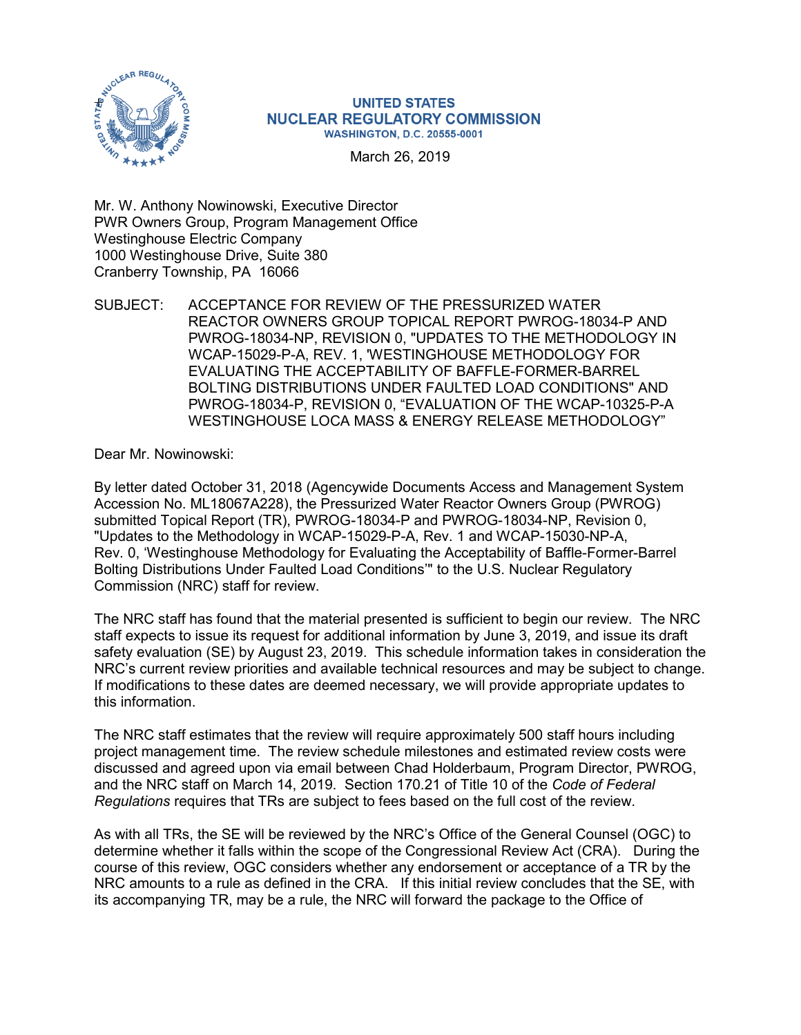UNITED STATES
NUCLEAR REGULATORY COMMISSION
WASHINGTON, D.C. 20555-0001

March 26, 2019

Mr. W. Anthony Nowinowski, Executive Director
PWR Owners Group, Program Management Office
Westinghouse Electric Company
1000 Westinghouse Drive, Suite 380
Cranberry Township, PA 16066

SUBJECT: ACCEPTANCE FOR REVIEW OF THE PRESSURIZED WATER REACTOR OWNERS GROUP TOPICAL REPORT PWROG-18034-P AND PWROG-18034-NP, REVISION 0, "UPDATES TO THE METHODOLOGY IN WCAP-15029-P-A, REV. 1, 'WESTINGHOUSE METHODOLOGY FOR EVALUATING THE ACCEPTABILITY OF BAFFLE-FORMER-BARREL BOLTING DISTRIBUTIONS UNDER FAULTED LOAD CONDITIONS" AND PWROG-18034-P, REVISION 0, "EVALUATION OF THE WCAP-10325-P-A WESTINGHOUSE LOCA MASS & ENERGY RELEASE METHODOLOGY"

Dear Mr. Nowinowski:

By letter dated October 31, 2018 (Agencywide Documents Access and Management System Accession No. ML18067A228), the Pressurized Water Reactor Owners Group (PWROG) submitted Topical Report (TR), PWROG-18034-P and PWROG-18034-NP, Revision 0, "Updates to the Methodology in WCAP-15029-P-A, Rev. 1 and WCAP-15030-NP-A, Rev. 0, 'Westinghouse Methodology for Evaluating the Acceptability of Baffle-Former-Barrel Bolting Distributions Under Faulted Load Conditions'" to the U.S. Nuclear Regulatory Commission (NRC) staff for review.

The NRC staff has found that the material presented is sufficient to begin our review. The NRC staff expects to issue its request for additional information by June 3, 2019, and issue its draft safety evaluation (SE) by August 23, 2019. This schedule information takes in consideration the NRC's current review priorities and available technical resources and may be subject to change. If modifications to these dates are deemed necessary, we will provide appropriate updates to this information.

The NRC staff estimates that the review will require approximately 500 staff hours including project management time. The review schedule milestones and estimated review costs were discussed and agreed upon via email between Chad Holderbaum, Program Director, PWROG, and the NRC staff on March 14, 2019. Section 170.21 of Title 10 of the *Code of Federal Regulations* requires that TRs are subject to fees based on the full cost of the review.

As with all TRs, the SE will be reviewed by the NRC's Office of the General Counsel (OGC) to determine whether it falls within the scope of the Congressional Review Act (CRA). During the course of this review, OGC considers whether any endorsement or acceptance of a TR by the NRC amounts to a rule as defined in the CRA. If this initial review concludes that the SE, with its accompanying TR, may be a rule, the NRC will forward the package to the Office of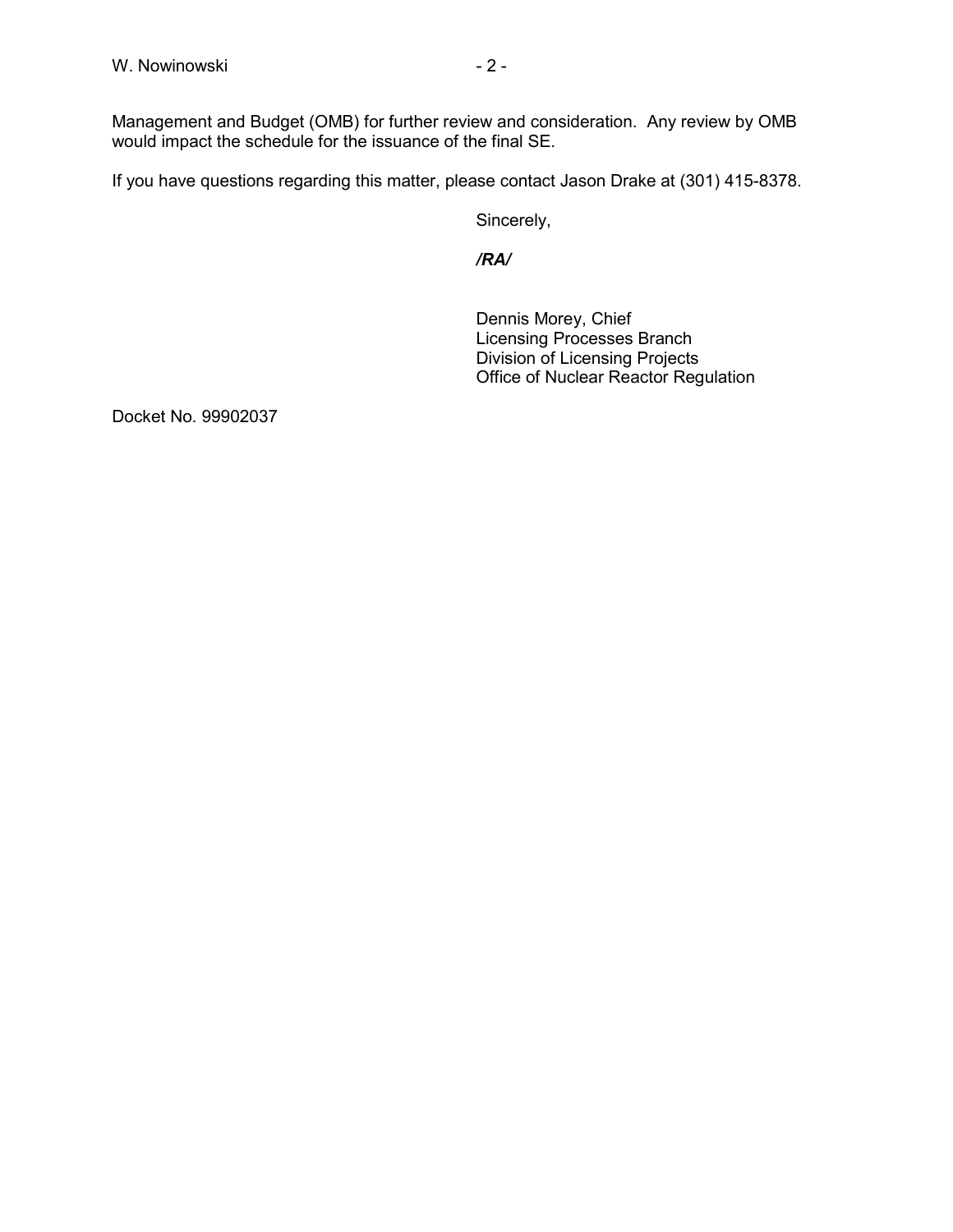Management and Budget (OMB) for further review and consideration. Any review by OMB would impact the schedule for the issuance of the final SE.

If you have questions regarding this matter, please contact Jason Drake at (301) 415-8378.

Sincerely,

***/RA/***

Dennis Morey, Chief
Licensing Processes Branch
Division of Licensing Projects
Office of Nuclear Reactor Regulation

Docket No. 99902037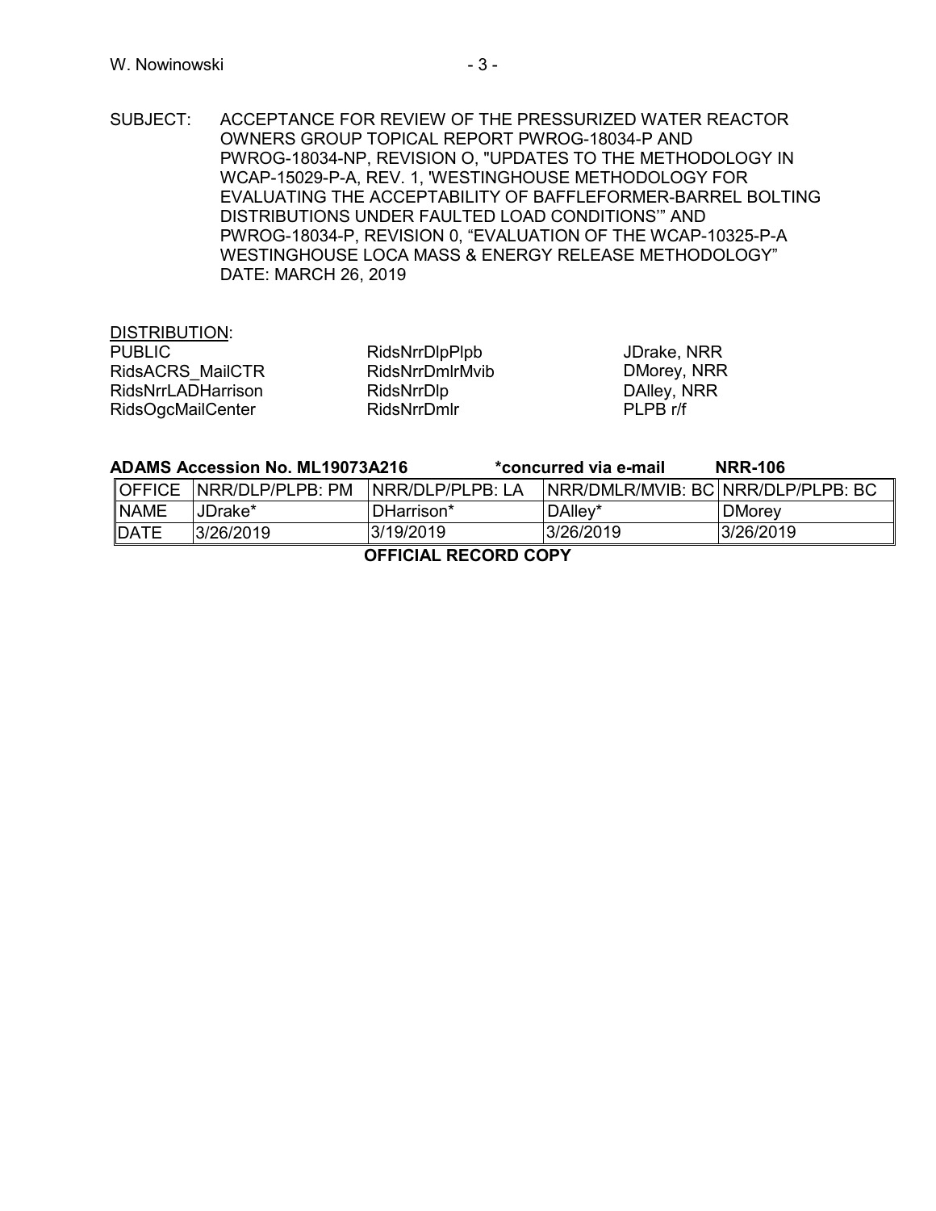SUBJECT: ACCEPTANCE FOR REVIEW OF THE PRESSURIZED WATER REACTOR OWNERS GROUP TOPICAL REPORT PWROG-18034-P AND PWROG-18034-NP, REVISION O, "UPDATES TO THE METHODOLOGY IN WCAP-15029-P-A, REV. 1, 'WESTINGHOUSE METHODOLOGY FOR EVALUATING THE ACCEPTABILITY OF BAFFLEFORMER-BARREL BOLTING DISTRIBUTIONS UNDER FAULTED LOAD CONDITIONS'" AND PWROG-18034-P, REVISION 0, "EVALUATION OF THE WCAP-10325-P-A WESTINGHOUSE LOCA MASS & ENERGY RELEASE METHODOLOGY"
DATE: MARCH 26, 2019

DISTRIBUTION:

PUBLIC
RidsACRS_MailCTR
RidsNrrLADHarrison
RidsOgcMailCenter
RidsNrrDlpPlpb
RidsNrrDmlrMvib
RidsNrrDlp
RidsNrrDmlr
JDrake, NRR
DMorey, NRR
DAlley, NRR
PLPB r/f

**ADAMS Accession No. ML19073A216** **\*concurred via e-mail** **NRR-106**

| OFFICE | NRR/DLP/PLPB: PM | NRR/DLP/PLPB: LA | NRR/DMLR/MVIB: BC | NRR/DLP/PLPB: BC |
|---|---|---|---|---|
| NAME | JDrake* | DHarrison* | DAlley* | DMorey |
| DATE | 3/26/2019 | 3/19/2019 | 3/26/2019 | 3/26/2019 |

**OFFICIAL RECORD COPY**